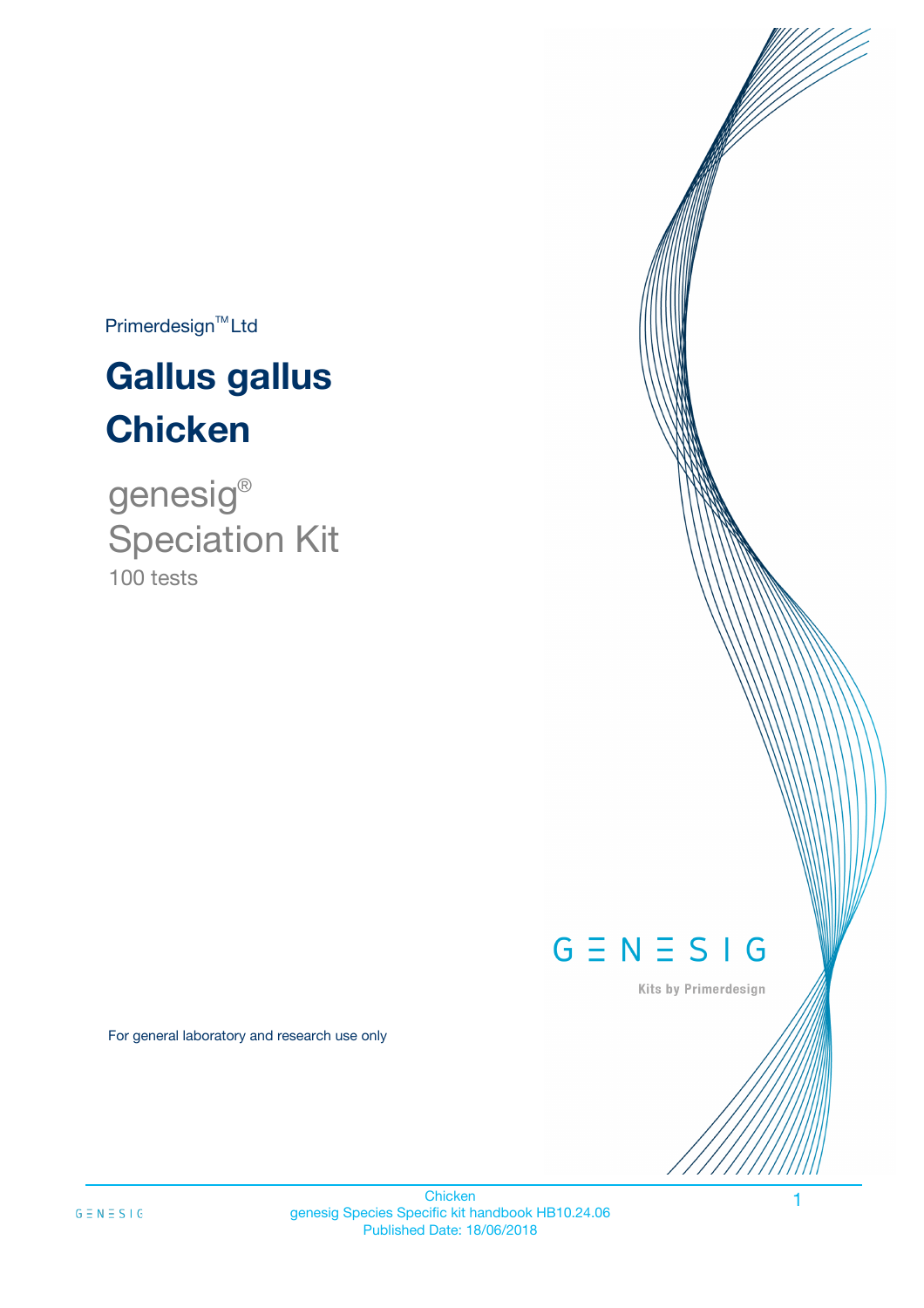Primerdesign™ Ltd

# Gallus gallus Chicken

genesig®

Speciation Kit

100 tests

GENESIG

Kits by Primerdesign

For general laboratory and research use only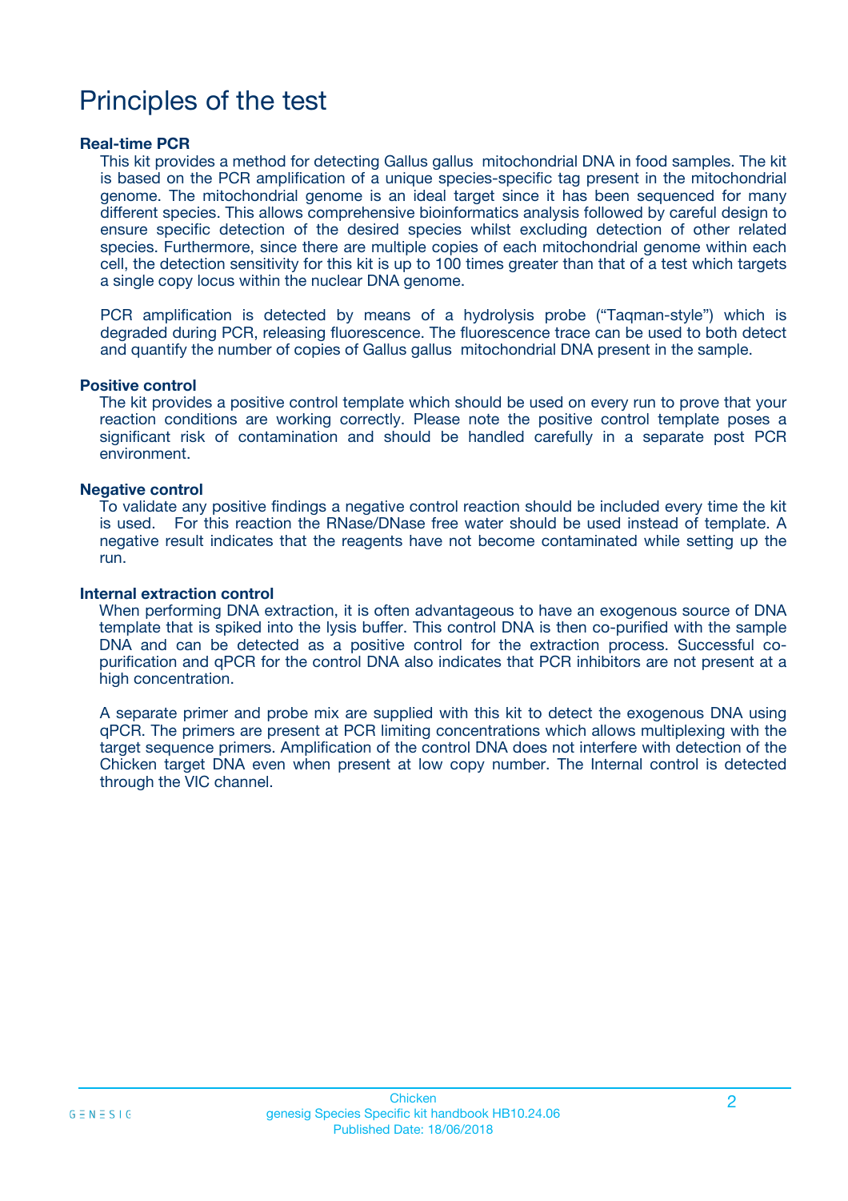# Principles of the test

### Real-time PCR

This kit provides a method for detecting Gallus gallus  mitochondrial DNA in food samples. The kit is based on the PCR amplification of a unique species-specific tag present in the mitochondrial genome. The mitochondrial genome is an ideal target since it has been sequenced for many different species. This allows comprehensive bioinformatics analysis followed by careful design to ensure specific detection of the desired species whilst excluding detection of other related species. Furthermore, since there are multiple copies of each mitochondrial genome within each cell, the detection sensitivity for this kit is up to 100 times greater than that of a test which targets a single copy locus within the nuclear DNA genome.

PCR amplification is detected by means of a hydrolysis probe ("Taqman-style") which is degraded during PCR, releasing fluorescence. The fluorescence trace can be used to both detect and quantify the number of copies of Gallus gallus  mitochondrial DNA present in the sample.

### Positive control

The kit provides a positive control template which should be used on every run to prove that your reaction conditions are working correctly. Please note the positive control template poses a significant risk of contamination and should be handled carefully in a separate post PCR environment.

### Negative control

To validate any positive findings a negative control reaction should be included every time the kit is used.   For this reaction the RNase/DNase free water should be used instead of template. A negative result indicates that the reagents have not become contaminated while setting up the run.

### Internal extraction control

When performing DNA extraction, it is often advantageous to have an exogenous source of DNA template that is spiked into the lysis buffer. This control DNA is then co-purified with the sample DNA and can be detected as a positive control for the extraction process. Successful co-purification and qPCR for the control DNA also indicates that PCR inhibitors are not present at a high concentration.

A separate primer and probe mix are supplied with this kit to detect the exogenous DNA using qPCR. The primers are present at PCR limiting concentrations which allows multiplexing with the target sequence primers. Amplification of the control DNA does not interfere with detection of the Chicken target DNA even when present at low copy number. The Internal control is detected through the VIC channel.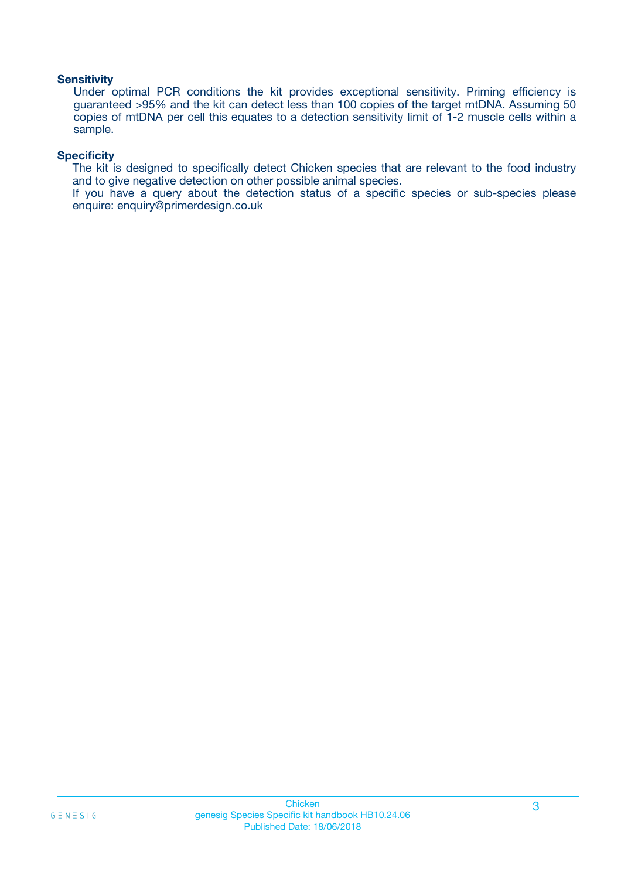**Sensitivity**

Under optimal PCR conditions the kit provides exceptional sensitivity. Priming efficiency is guaranteed >95% and the kit can detect less than 100 copies of the target mtDNA. Assuming 50 copies of mtDNA per cell this equates to a detection sensitivity limit of 1-2 muscle cells within a sample.

**Specificity**

The kit is designed to specifically detect Chicken species that are relevant to the food industry and to give negative detection on other possible animal species.
If you have a query about the detection status of a specific species or sub-species please enquire: enquiry@primerdesign.co.uk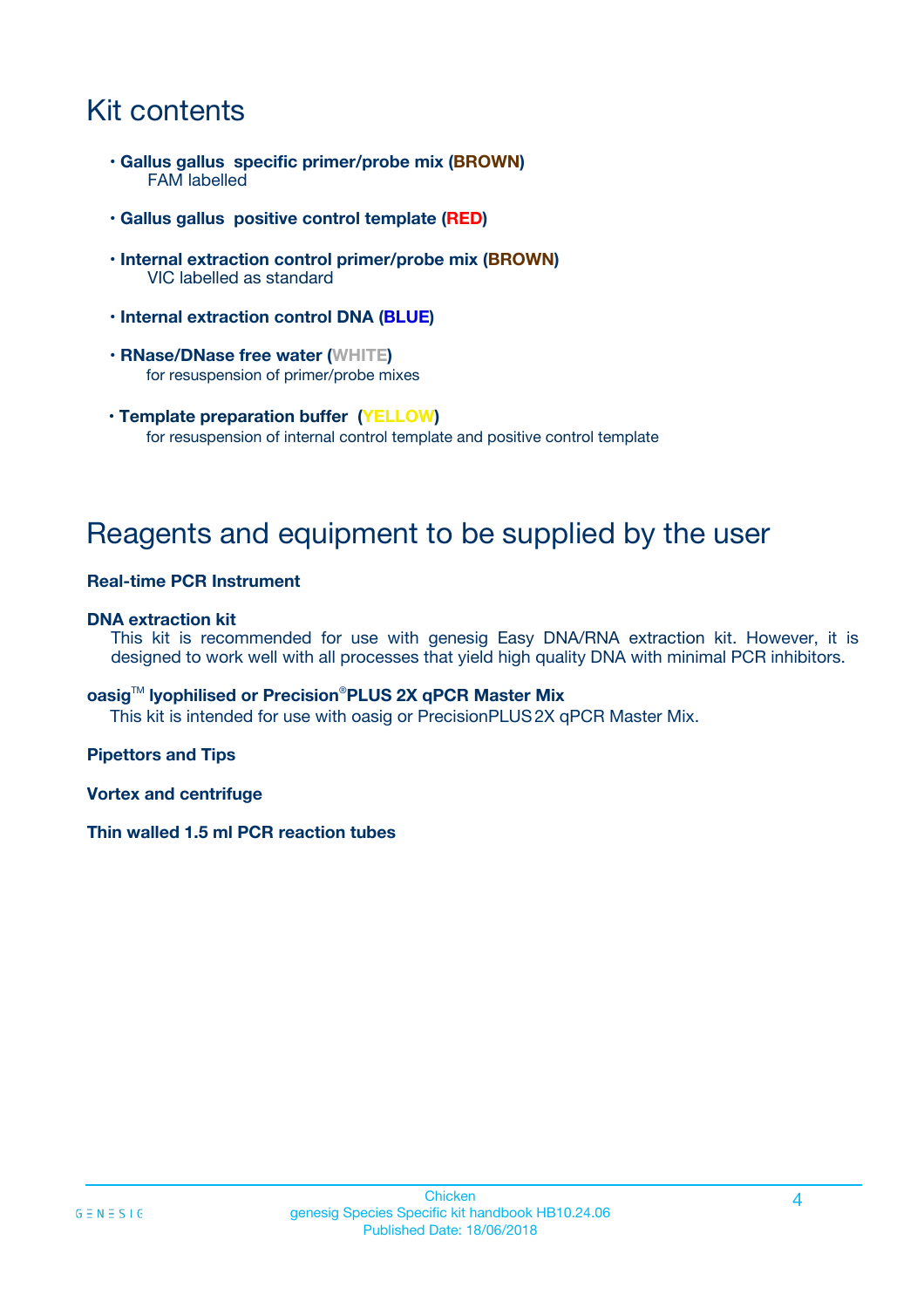# Kit contents

- **Gallus gallus specific primer/probe mix (BROWN)**
  FAM labelled

- **Gallus gallus positive control template (RED)**

- **Internal extraction control primer/probe mix (BROWN)**
  VIC labelled as standard

- **Internal extraction control DNA (BLUE)**

- **RNase/DNase free water (WHITE)**
  for resuspension of primer/probe mixes

- **Template preparation buffer (YELLOW)**
  for resuspension of internal control template and positive control template

# Reagents and equipment to be supplied by the user

**Real-time PCR Instrument**

**DNA extraction kit**

This kit is recommended for use with genesig Easy DNA/RNA extraction kit. However, it is designed to work well with all processes that yield high quality DNA with minimal PCR inhibitors.

**oasig™ lyophilised or Precision®PLUS 2X qPCR Master Mix**

This kit is intended for use with oasig or PrecisionPLUS 2X qPCR Master Mix.

**Pipettors and Tips**

**Vortex and centrifuge**

**Thin walled 1.5 ml PCR reaction tubes**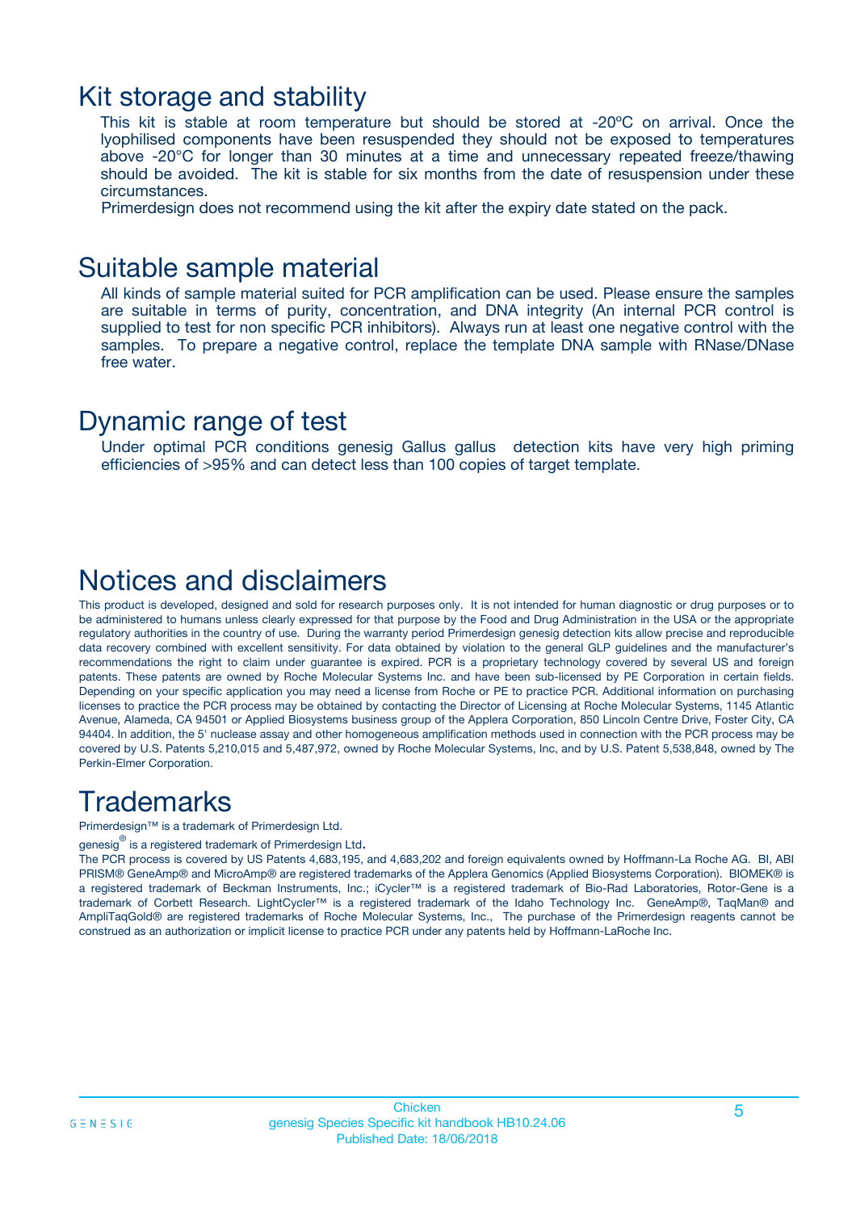# Kit storage and stability

This kit is stable at room temperature but should be stored at -20ºC on arrival. Once the lyophilised components have been resuspended they should not be exposed to temperatures above -20°C for longer than 30 minutes at a time and unnecessary repeated freeze/thawing should be avoided. The kit is stable for six months from the date of resuspension under these circumstances.

Primerdesign does not recommend using the kit after the expiry date stated on the pack.

# Suitable sample material

All kinds of sample material suited for PCR amplification can be used. Please ensure the samples are suitable in terms of purity, concentration, and DNA integrity (An internal PCR control is supplied to test for non specific PCR inhibitors). Always run at least one negative control with the samples. To prepare a negative control, replace the template DNA sample with RNase/DNase free water.

# Dynamic range of test

Under optimal PCR conditions genesig Gallus gallus detection kits have very high priming efficiencies of >95% and can detect less than 100 copies of target template.

# Notices and disclaimers

This product is developed, designed and sold for research purposes only. It is not intended for human diagnostic or drug purposes or to be administered to humans unless clearly expressed for that purpose by the Food and Drug Administration in the USA or the appropriate regulatory authorities in the country of use. During the warranty period Primerdesign genesig detection kits allow precise and reproducible data recovery combined with excellent sensitivity. For data obtained by violation to the general GLP guidelines and the manufacturer's recommendations the right to claim under guarantee is expired. PCR is a proprietary technology covered by several US and foreign patents. These patents are owned by Roche Molecular Systems Inc. and have been sub-licensed by PE Corporation in certain fields. Depending on your specific application you may need a license from Roche or PE to practice PCR. Additional information on purchasing licenses to practice the PCR process may be obtained by contacting the Director of Licensing at Roche Molecular Systems, 1145 Atlantic Avenue, Alameda, CA 94501 or Applied Biosystems business group of the Applera Corporation, 850 Lincoln Centre Drive, Foster City, CA 94404. In addition, the 5' nuclease assay and other homogeneous amplification methods used in connection with the PCR process may be covered by U.S. Patents 5,210,015 and 5,487,972, owned by Roche Molecular Systems, Inc, and by U.S. Patent 5,538,848, owned by The Perkin-Elmer Corporation.

# Trademarks

Primerdesign™ is a trademark of Primerdesign Ltd.

genesig® is a registered trademark of Primerdesign Ltd.

The PCR process is covered by US Patents 4,683,195, and 4,683,202 and foreign equivalents owned by Hoffmann-La Roche AG. BI, ABI PRISM® GeneAmp® and MicroAmp® are registered trademarks of the Applera Genomics (Applied Biosystems Corporation). BIOMEK® is a registered trademark of Beckman Instruments, Inc.; iCycler™ is a registered trademark of Bio-Rad Laboratories, Rotor-Gene is a trademark of Corbett Research. LightCycler™ is a registered trademark of the Idaho Technology Inc. GeneAmp®, TaqMan® and AmpliTaqGold® are registered trademarks of Roche Molecular Systems, Inc., The purchase of the Primerdesign reagents cannot be construed as an authorization or implicit license to practice PCR under any patents held by Hoffmann-LaRoche Inc.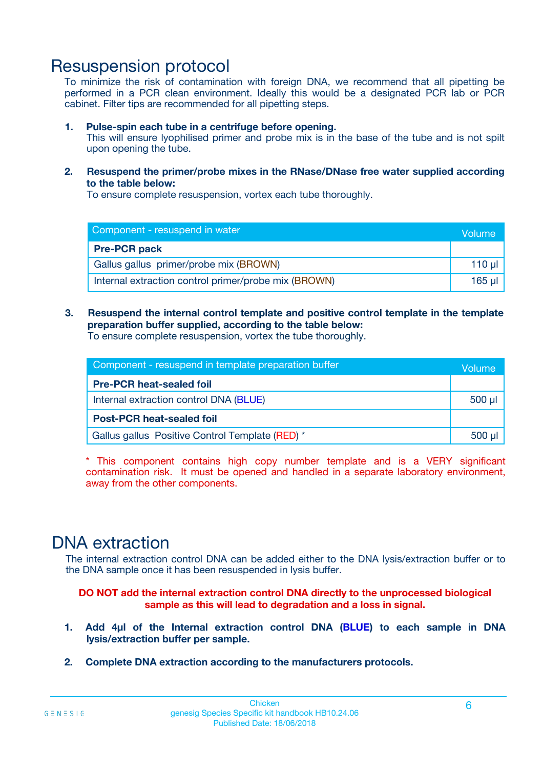# Resuspension protocol

To minimize the risk of contamination with foreign DNA, we recommend that all pipetting be performed in a PCR clean environment. Ideally this would be a designated PCR lab or PCR cabinet. Filter tips are recommended for all pipetting steps.

1. **Pulse-spin each tube in a centrifuge before opening.**
   This will ensure lyophilised primer and probe mix is in the base of the tube and is not spilt upon opening the tube.

2. **Resuspend the primer/probe mixes in the RNase/DNase free water supplied according to the table below:**
   To ensure complete resuspension, vortex each tube thoroughly.

| Component - resuspend in water | Volume |
|---|---|
| **Pre-PCR pack** | |
| Gallus gallus primer/probe mix (BROWN) | 110 µl |
| Internal extraction control primer/probe mix (BROWN) | 165 µl |

3. **Resuspend the internal control template and positive control template in the template preparation buffer supplied, according to the table below:**
   To ensure complete resuspension, vortex the tube thoroughly.

| Component - resuspend in template preparation buffer | Volume |
|---|---|
| **Pre-PCR heat-sealed foil** | |
| Internal extraction control DNA (BLUE) | 500 µl |
| **Post-PCR heat-sealed foil** | |
| Gallus gallus Positive Control Template (RED) * | 500 µl |

\* This component contains high copy number template and is a VERY significant contamination risk. It must be opened and handled in a separate laboratory environment, away from the other components.

# DNA extraction

The internal extraction control DNA can be added either to the DNA lysis/extraction buffer or to the DNA sample once it has been resuspended in lysis buffer.

**DO NOT add the internal extraction control DNA directly to the unprocessed biological sample as this will lead to degradation and a loss in signal.**

1. **Add 4µl of the Internal extraction control DNA (BLUE) to each sample in DNA lysis/extraction buffer per sample.**

2. **Complete DNA extraction according to the manufacturers protocols.**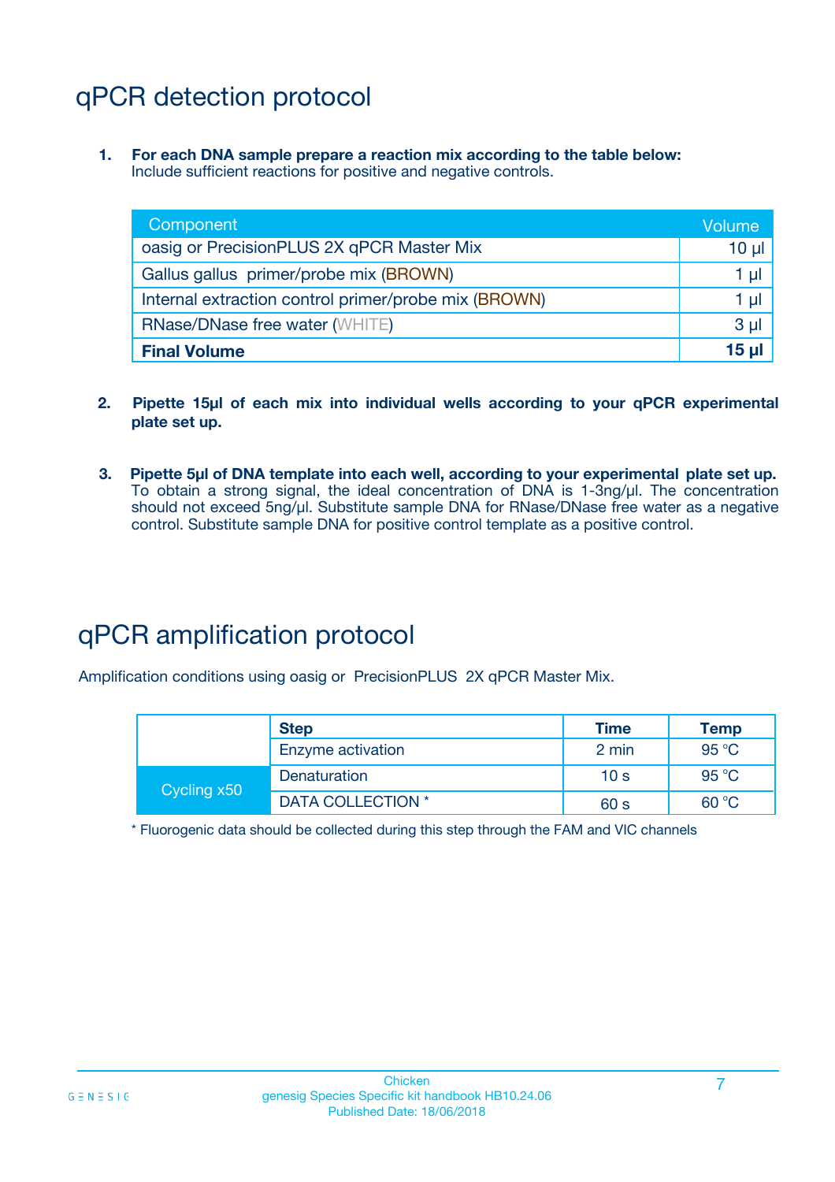# qPCR detection protocol

1. **For each DNA sample prepare a reaction mix according to the table below:**
   Include sufficient reactions for positive and negative controls.

| Component | Volume |
|---|---|
| oasig or PrecisionPLUS 2X qPCR Master Mix | 10 µl |
| Gallus gallus primer/probe mix (BROWN) | 1 µl |
| Internal extraction control primer/probe mix (BROWN) | 1 µl |
| RNase/DNase free water (WHITE) | 3 µl |
| **Final Volume** | **15 µl** |

2. **Pipette 15µl of each mix into individual wells according to your qPCR experimental plate set up.**

3. **Pipette 5µl of DNA template into each well, according to your experimental plate set up.** To obtain a strong signal, the ideal concentration of DNA is 1-3ng/µl. The concentration should not exceed 5ng/µl. Substitute sample DNA for RNase/DNase free water as a negative control. Substitute sample DNA for positive control template as a positive control.

# qPCR amplification protocol

Amplification conditions using oasig or PrecisionPLUS 2X qPCR Master Mix.

| | Step | Time | Temp |
|---|---|---|---|
| | Enzyme activation | 2 min | 95 °C |
| Cycling x50 | Denaturation | 10 s | 95 °C |
| | DATA COLLECTION * | 60 s | 60 °C |

* Fluorogenic data should be collected during this step through the FAM and VIC channels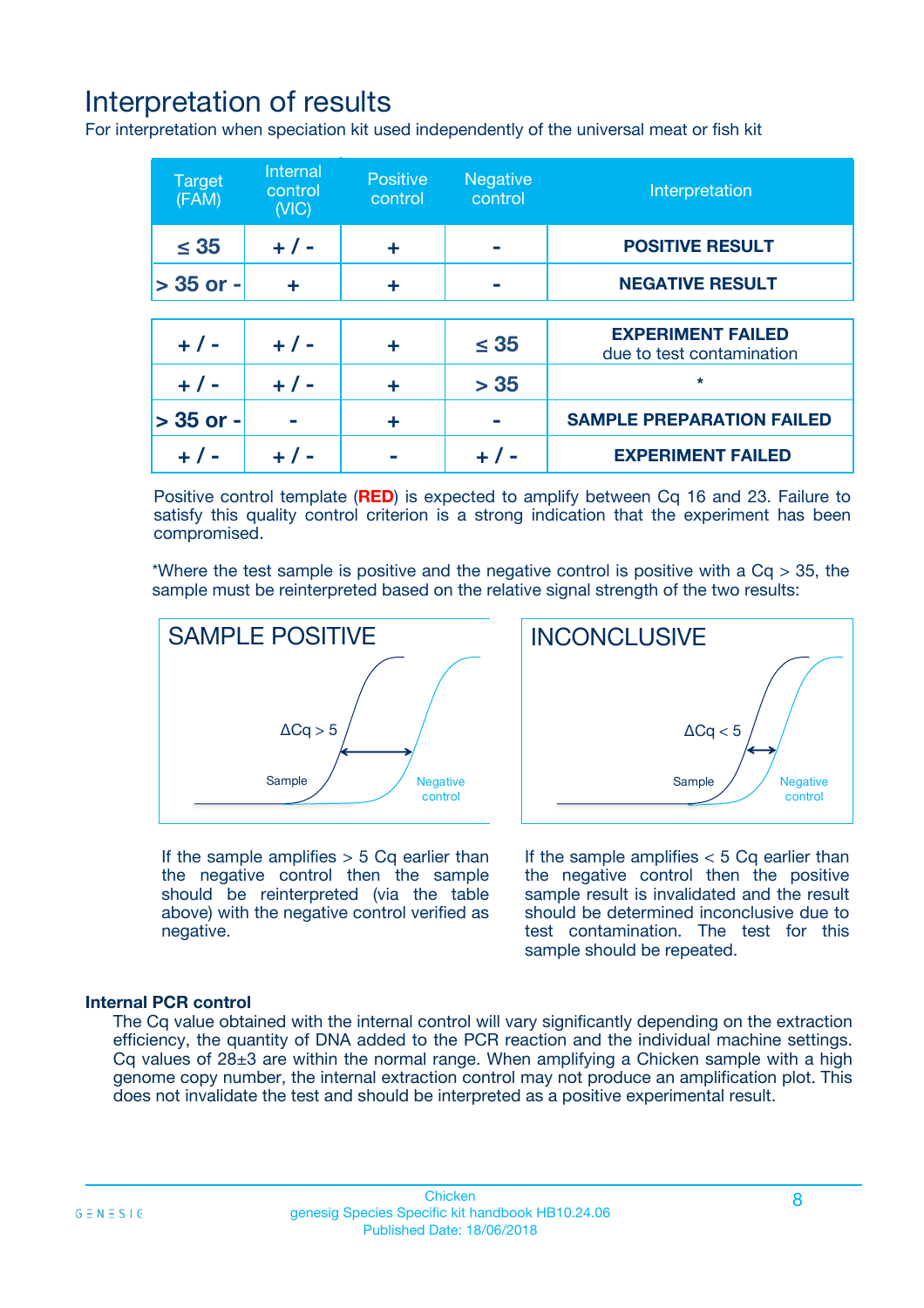# Interpretation of results

For interpretation when speciation kit used independently of the universal meat or fish kit

| Target (FAM) | Internal control (VIC) | Positive control | Negative control | Interpretation |
|---|---|---|---|---|
| ≤ 35 | + / - | + | - | **POSITIVE RESULT** |
| > 35 or - | + | + | - | **NEGATIVE RESULT** |
| + / - | + / - | + | ≤ 35 | **EXPERIMENT FAILED** due to test contamination |
| + / - | + / - | + | > 35 | * |
| > 35 or - | - | + | - | **SAMPLE PREPARATION FAILED** |
| + / - | + / - | - | + / - | **EXPERIMENT FAILED** |

Positive control template (**RED**) is expected to amplify between Cq 16 and 23. Failure to satisfy this quality control criterion is a strong indication that the experiment has been compromised.

*Where the test sample is positive and the negative control is positive with a Cq > 35, the sample must be reinterpreted based on the relative signal strength of the two results:

## SAMPLE POSITIVE

ΔCq > 5

Sample | Negative control

If the sample amplifies > 5 Cq earlier than the negative control then the sample should be reinterpreted (via the table above) with the negative control verified as negative.

## INCONCLUSIVE

ΔCq < 5

Sample | Negative control

If the sample amplifies < 5 Cq earlier than the negative control then the positive sample result is invalidated and the result should be determined inconclusive due to test contamination. The test for this sample should be repeated.

### Internal PCR control

The Cq value obtained with the internal control will vary significantly depending on the extraction efficiency, the quantity of DNA added to the PCR reaction and the individual machine settings. Cq values of 28±3 are within the normal range. When amplifying a Chicken sample with a high genome copy number, the internal extraction control may not produce an amplification plot. This does not invalidate the test and should be interpreted as a positive experimental result.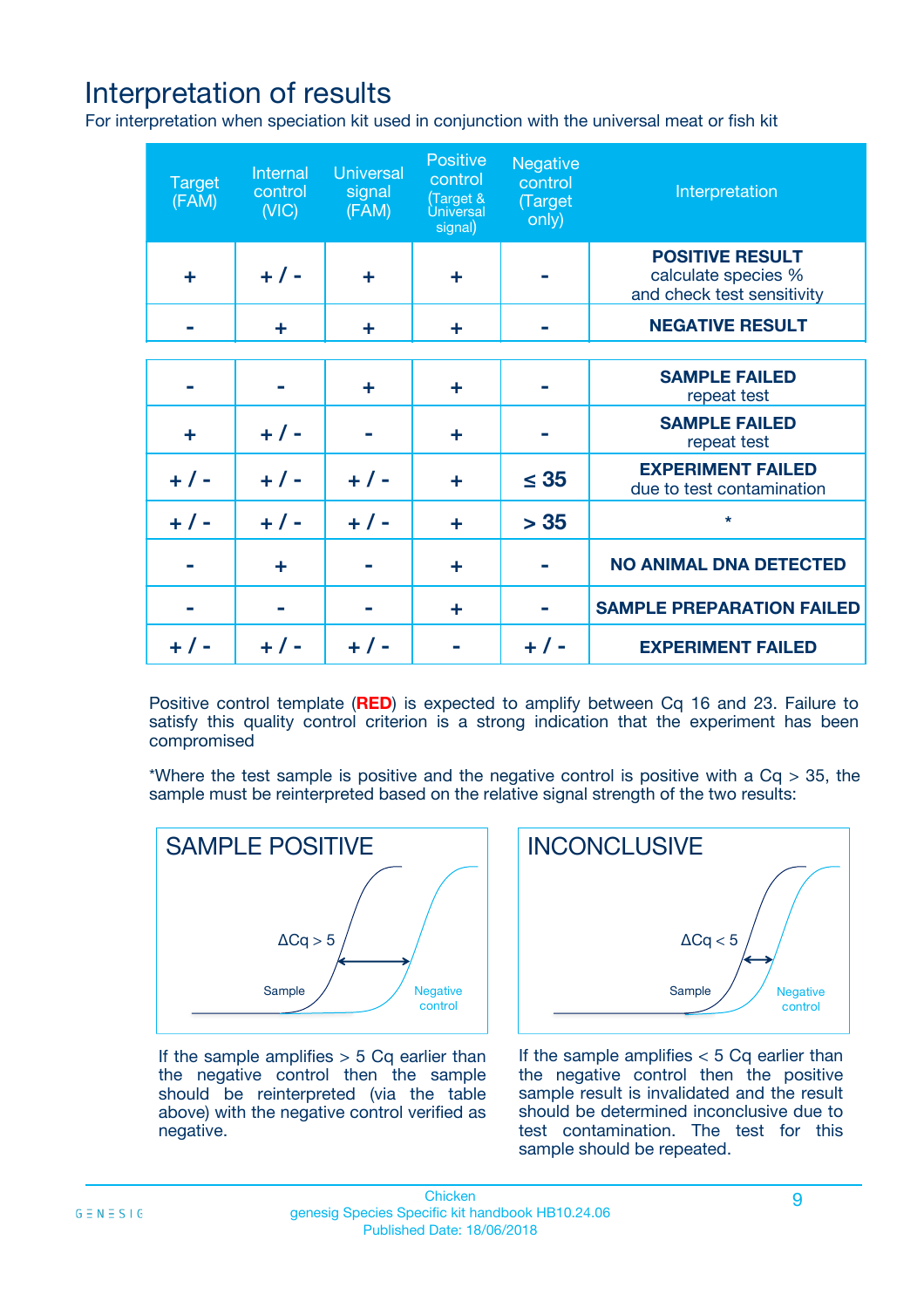# Interpretation of results

For interpretation when speciation kit used in conjunction with the universal meat or fish kit

| Target (FAM) | Internal control (VIC) | Universal signal (FAM) | Positive control (Target & Universal signal) | Negative control (Target only) | Interpretation |
|---|---|---|---|---|---|
| + | + / - | + | + | - | **POSITIVE RESULT** calculate species % and check test sensitivity |
| - | + | + | + | - | **NEGATIVE RESULT** |
| - | - | + | + | - | **SAMPLE FAILED** repeat test |
| + | + / - | - | + | - | **SAMPLE FAILED** repeat test |
| + / - | + / - | + / - | + | ≤ 35 | **EXPERIMENT FAILED** due to test contamination |
| + / - | + / - | + / - | + | > 35 | * |
| - | + | - | + | - | **NO ANIMAL DNA DETECTED** |
| - | - | - | + | - | **SAMPLE PREPARATION FAILED** |
| + / - | + / - | + / - | - | + / - | **EXPERIMENT FAILED** |

Positive control template (**RED**) is expected to amplify between Cq 16 and 23. Failure to satisfy this quality control criterion is a strong indication that the experiment has been compromised

*Where the test sample is positive and the negative control is positive with a Cq > 35, the sample must be reinterpreted based on the relative signal strength of the two results:

**SAMPLE POSITIVE**

$\Delta$Cq > 5

Sample — Negative control

If the sample amplifies > 5 Cq earlier than the negative control then the sample should be reinterpreted (via the table above) with the negative control verified as negative.

**INCONCLUSIVE**

$\Delta$Cq < 5

Sample — Negative control

If the sample amplifies < 5 Cq earlier than the negative control then the positive sample result is invalidated and the result should be determined inconclusive due to test contamination. The test for this sample should be repeated.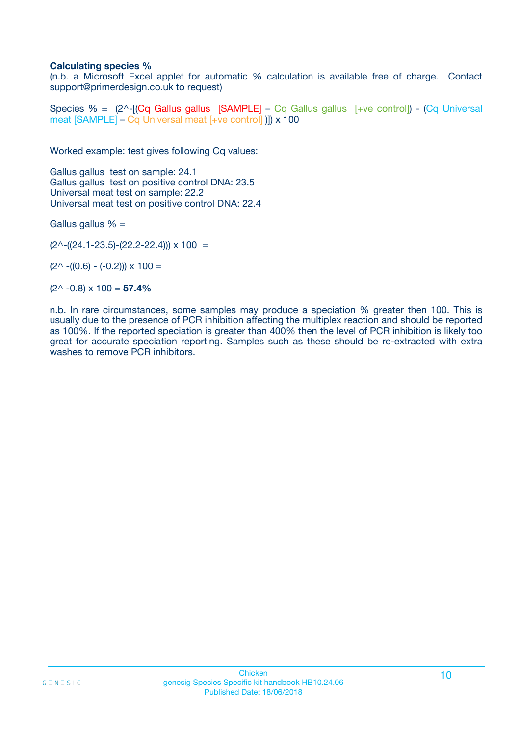**Calculating species %**

(n.b. a Microsoft Excel applet for automatic % calculation is available free of charge. Contact support@primerdesign.co.uk to request)

Species % = (2^-[(Cq Gallus gallus [SAMPLE] – Cq Gallus gallus [+ve control]) - (Cq Universal meat [SAMPLE] – Cq Universal meat [+ve control] )]) x 100

Worked example: test gives following Cq values:

Gallus gallus test on sample: 24.1
Gallus gallus test on positive control DNA: 23.5
Universal meat test on sample: 22.2
Universal meat test on positive control DNA: 22.4

Gallus gallus % =

(2^-((24.1-23.5)-(22.2-22.4))) x 100 =

(2^ -((0.6) - (-0.2))) x 100 =

(2^ -0.8) x 100 = **57.4%**

n.b. In rare circumstances, some samples may produce a speciation % greater then 100. This is usually due to the presence of PCR inhibition affecting the multiplex reaction and should be reported as 100%. If the reported speciation is greater than 400% then the level of PCR inhibition is likely too great for accurate speciation reporting. Samples such as these should be re-extracted with extra washes to remove PCR inhibitors.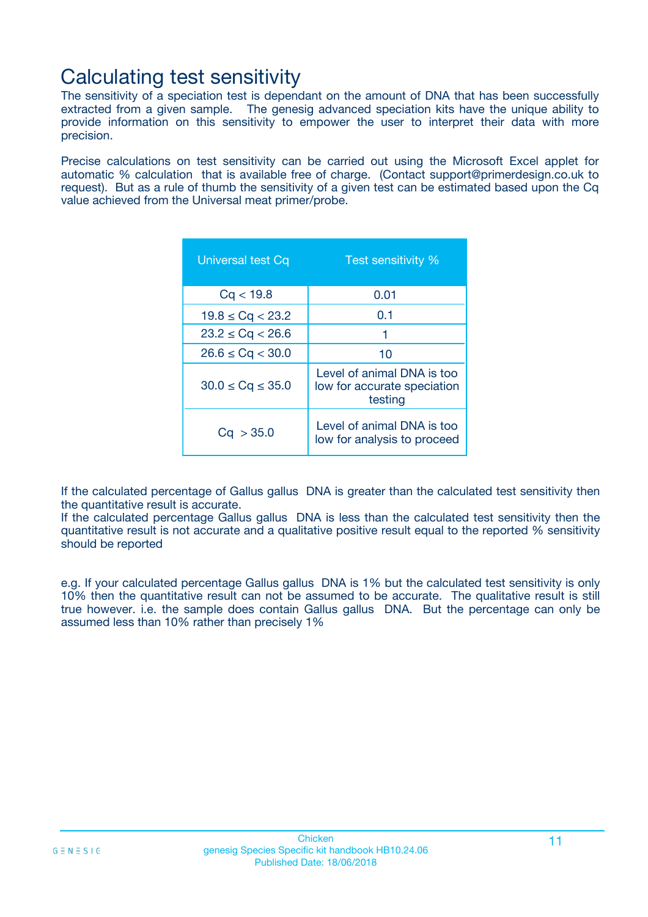# Calculating test sensitivity

The sensitivity of a speciation test is dependant on the amount of DNA that has been successfully extracted from a given sample. The genesig advanced speciation kits have the unique ability to provide information on this sensitivity to empower the user to interpret their data with more precision.

Precise calculations on test sensitivity can be carried out using the Microsoft Excel applet for automatic % calculation that is available free of charge. (Contact support@primerdesign.co.uk to request). But as a rule of thumb the sensitivity of a given test can be estimated based upon the Cq value achieved from the Universal meat primer/probe.

| Universal test Cq | Test sensitivity % |
|---|---|
| Cq < 19.8 | 0.01 |
| 19.8 ≤ Cq < 23.2 | 0.1 |
| 23.2 ≤ Cq < 26.6 | 1 |
| 26.6 ≤ Cq < 30.0 | 10 |
| 30.0 ≤ Cq ≤ 35.0 | Level of animal DNA is too low for accurate speciation testing |
| Cq > 35.0 | Level of animal DNA is too low for analysis to proceed |

If the calculated percentage of Gallus gallus DNA is greater than the calculated test sensitivity then the quantitative result is accurate.
If the calculated percentage Gallus gallus DNA is less than the calculated test sensitivity then the quantitative result is not accurate and a qualitative positive result equal to the reported % sensitivity should be reported

e.g. If your calculated percentage Gallus gallus DNA is 1% but the calculated test sensitivity is only 10% then the quantitative result can not be assumed to be accurate. The qualitative result is still true however. i.e. the sample does contain Gallus gallus DNA. But the percentage can only be assumed less than 10% rather than precisely 1%